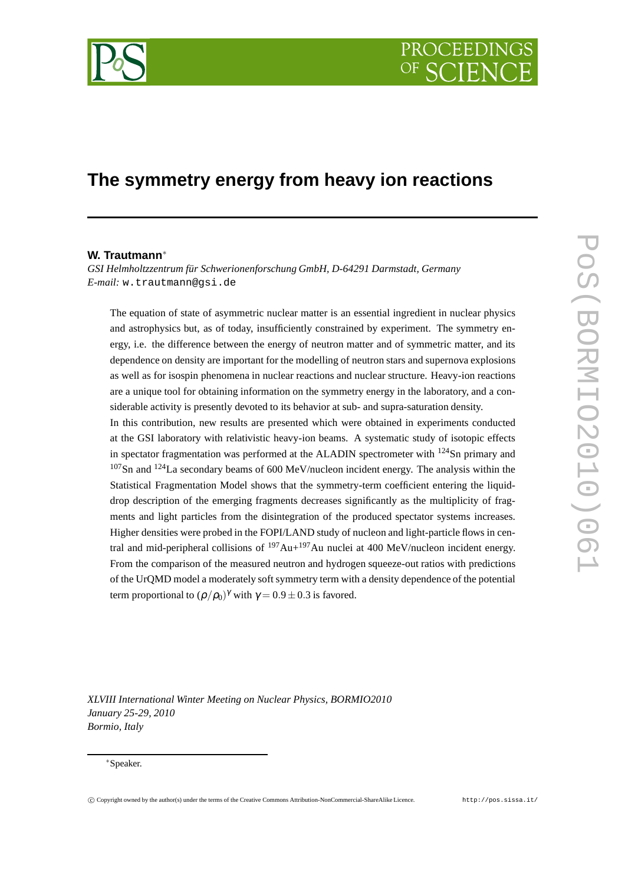# The symmetry energy from heavy ion reactions

**W. Trautmann***

*GSI Helmholtzzentrum für Schwerionenforschung GmbH, D-64291 Darmstadt, Germany*
*E-mail:* w.trautmann@gsi.de

The equation of state of asymmetric nuclear matter is an essential ingredient in nuclear physics and astrophysics but, as of today, insufficiently constrained by experiment. The symmetry energy, i.e. the difference between the energy of neutron matter and of symmetric matter, and its dependence on density are important for the modelling of neutron stars and supernova explosions as well as for isospin phenomena in nuclear reactions and nuclear structure. Heavy-ion reactions are a unique tool for obtaining information on the symmetry energy in the laboratory, and a considerable activity is presently devoted to its behavior at sub- and supra-saturation density.

In this contribution, new results are presented which were obtained in experiments conducted at the GSI laboratory with relativistic heavy-ion beams. A systematic study of isotopic effects in spectator fragmentation was performed at the ALADIN spectrometer with $^{124}$Sn primary and $^{107}$Sn and $^{124}$La secondary beams of 600 MeV/nucleon incident energy. The analysis within the Statistical Fragmentation Model shows that the symmetry-term coefficient entering the liquid-drop description of the emerging fragments decreases significantly as the multiplicity of fragments and light particles from the disintegration of the produced spectator systems increases. Higher densities were probed in the FOPI/LAND study of nucleon and light-particle flows in central and mid-peripheral collisions of $^{197}$Au+$^{197}$Au nuclei at 400 MeV/nucleon incident energy. From the comparison of the measured neutron and hydrogen squeeze-out ratios with predictions of the UrQMD model a moderately soft symmetry term with a density dependence of the potential term proportional to $(\rho/\rho_0)^\gamma$ with $\gamma = 0.9 \pm 0.3$ is favored.

*XLVIII International Winter Meeting on Nuclear Physics, BORMIO2010*
*January 25-29, 2010*
*Bormio, Italy*

*Speaker.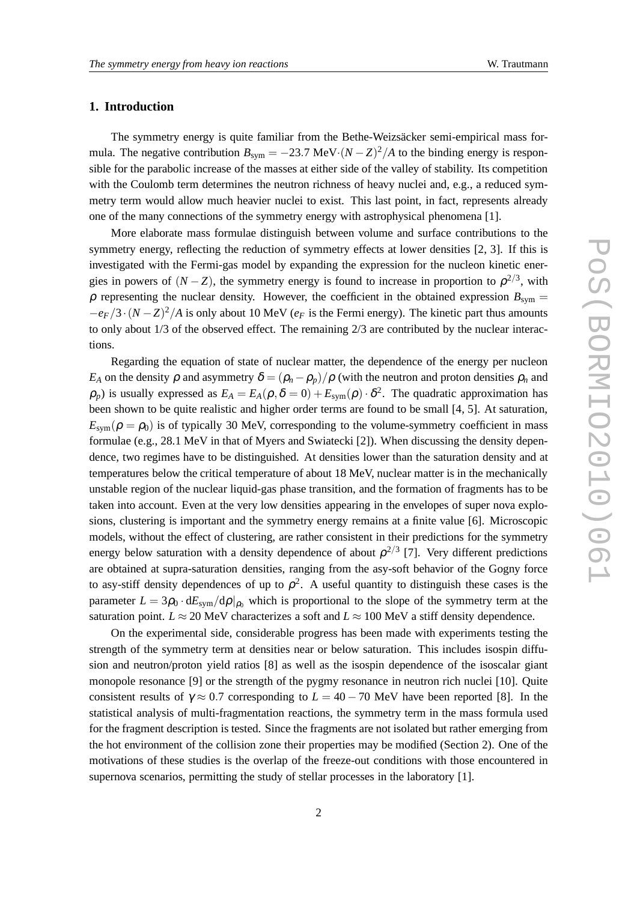## 1. Introduction

The symmetry energy is quite familiar from the Bethe-Weizsäcker semi-empirical mass formula. The negative contribution $B_{\rm sym} = -23.7$ MeV$\cdot(N-Z)^2/A$ to the binding energy is responsible for the parabolic increase of the masses at either side of the valley of stability. Its competition with the Coulomb term determines the neutron richness of heavy nuclei and, e.g., a reduced symmetry term would allow much heavier nuclei to exist. This last point, in fact, represents already one of the many connections of the symmetry energy with astrophysical phenomena [1].

More elaborate mass formulae distinguish between volume and surface contributions to the symmetry energy, reflecting the reduction of symmetry effects at lower densities [2, 3]. If this is investigated with the Fermi-gas model by expanding the expression for the nucleon kinetic energies in powers of $(N-Z)$, the symmetry energy is found to increase in proportion to $\rho^{2/3}$, with $\rho$ representing the nuclear density. However, the coefficient in the obtained expression $B_{\rm sym} = -e_F/3\cdot(N-Z)^2/A$ is only about 10 MeV ($e_F$ is the Fermi energy). The kinetic part thus amounts to only about 1/3 of the observed effect. The remaining 2/3 are contributed by the nuclear interactions.

Regarding the equation of state of nuclear matter, the dependence of the energy per nucleon $E_A$ on the density $\rho$ and asymmetry $\delta = (\rho_n - \rho_p)/\rho$ (with the neutron and proton densities $\rho_n$ and $\rho_p$) is usually expressed as $E_A = E_A(\rho, \delta = 0) + E_{\rm sym}(\rho)\cdot\delta^2$. The quadratic approximation has been shown to be quite realistic and higher order terms are found to be small [4, 5]. At saturation, $E_{\rm sym}(\rho = \rho_0)$ is of typically 30 MeV, corresponding to the volume-symmetry coefficient in mass formulae (e.g., 28.1 MeV in that of Myers and Swiatecki [2]). When discussing the density dependence, two regimes have to be distinguished. At densities lower than the saturation density and at temperatures below the critical temperature of about 18 MeV, nuclear matter is in the mechanically unstable region of the nuclear liquid-gas phase transition, and the formation of fragments has to be taken into account. Even at the very low densities appearing in the envelopes of super nova explosions, clustering is important and the symmetry energy remains at a finite value [6]. Microscopic models, without the effect of clustering, are rather consistent in their predictions for the symmetry energy below saturation with a density dependence of about $\rho^{2/3}$ [7]. Very different predictions are obtained at supra-saturation densities, ranging from the asy-soft behavior of the Gogny force to asy-stiff density dependences of up to $\rho^2$. A useful quantity to distinguish these cases is the parameter $L = 3\rho_0 \cdot {\rm d}E_{\rm sym}/{\rm d}\rho|_{\rho_0}$ which is proportional to the slope of the symmetry term at the saturation point. $L \approx 20$ MeV characterizes a soft and $L \approx 100$ MeV a stiff density dependence.

On the experimental side, considerable progress has been made with experiments testing the strength of the symmetry term at densities near or below saturation. This includes isospin diffusion and neutron/proton yield ratios [8] as well as the isospin dependence of the isoscalar giant monopole resonance [9] or the strength of the pygmy resonance in neutron rich nuclei [10]. Quite consistent results of $\gamma \approx 0.7$ corresponding to $L = 40-70$ MeV have been reported [8]. In the statistical analysis of multi-fragmentation reactions, the symmetry term in the mass formula used for the fragment description is tested. Since the fragments are not isolated but rather emerging from the hot environment of the collision zone their properties may be modified (Section 2). One of the motivations of these studies is the overlap of the freeze-out conditions with those encountered in supernova scenarios, permitting the study of stellar processes in the laboratory [1].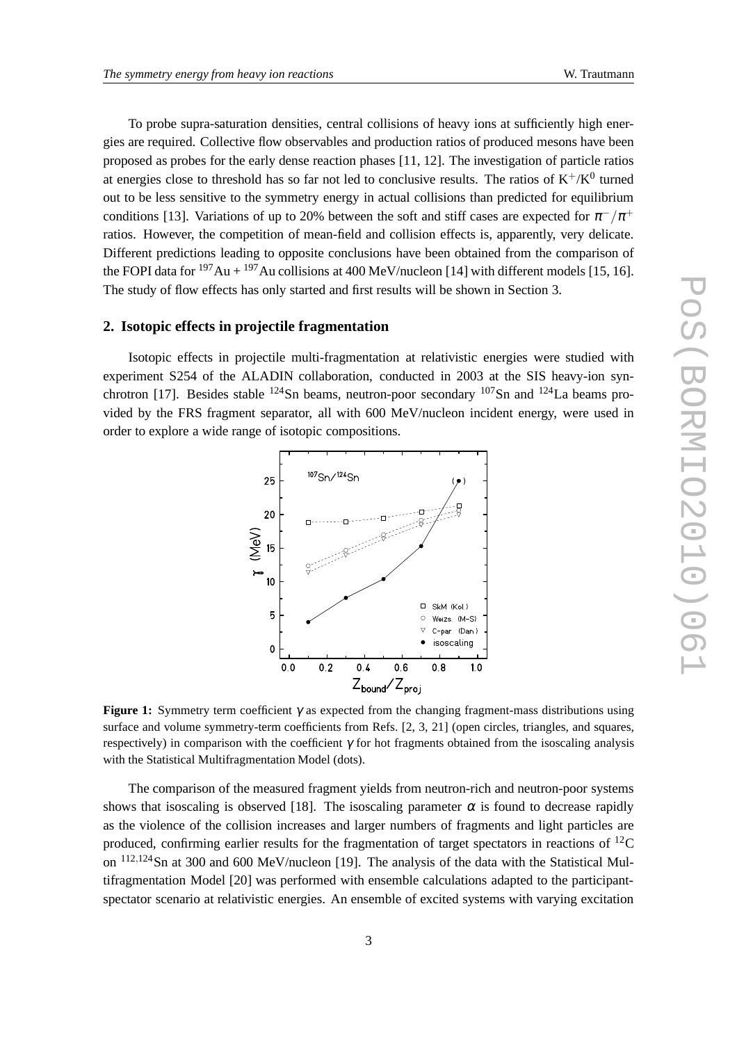To probe supra-saturation densities, central collisions of heavy ions at sufficiently high energies are required. Collective flow observables and production ratios of produced mesons have been proposed as probes for the early dense reaction phases [11, 12]. The investigation of particle ratios at energies close to threshold has so far not led to conclusive results. The ratios of $K^+/K^0$ turned out to be less sensitive to the symmetry energy in actual collisions than predicted for equilibrium conditions [13]. Variations of up to 20% between the soft and stiff cases are expected for $\pi^-/\pi^+$ ratios. However, the competition of mean-field and collision effects is, apparently, very delicate. Different predictions leading to opposite conclusions have been obtained from the comparison of the FOPI data for $^{197}$Au + $^{197}$Au collisions at 400 MeV/nucleon [14] with different models [15, 16]. The study of flow effects has only started and first results will be shown in Section 3.

## 2. Isotopic effects in projectile fragmentation

Isotopic effects in projectile multi-fragmentation at relativistic energies were studied with experiment S254 of the ALADIN collaboration, conducted in 2003 at the SIS heavy-ion synchrotron [17]. Besides stable $^{124}$Sn beams, neutron-poor secondary $^{107}$Sn and $^{124}$La beams provided by the FRS fragment separator, all with 600 MeV/nucleon incident energy, were used in order to explore a wide range of isotopic compositions.

$^{107}$Sn/$^{124}$Sn

γ (MeV)

$Z_{bound}/Z_{proj}$

SkM (Kol.)
Weizs. (M-S)
C-par. (Dan.)
isoscaling

**Figure 1:** Symmetry term coefficient $\gamma$ as expected from the changing fragment-mass distributions using surface and volume symmetry-term coefficients from Refs. [2, 3, 21] (open circles, triangles, and squares, respectively) in comparison with the coefficient $\gamma$ for hot fragments obtained from the isoscaling analysis with the Statistical Multifragmentation Model (dots).

The comparison of the measured fragment yields from neutron-rich and neutron-poor systems shows that isoscaling is observed [18]. The isoscaling parameter $\alpha$ is found to decrease rapidly as the violence of the collision increases and larger numbers of fragments and light particles are produced, confirming earlier results for the fragmentation of target spectators in reactions of $^{12}$C on $^{112,124}$Sn at 300 and 600 MeV/nucleon [19]. The analysis of the data with the Statistical Multifragmentation Model [20] was performed with ensemble calculations adapted to the participant-spectator scenario at relativistic energies. An ensemble of excited systems with varying excitation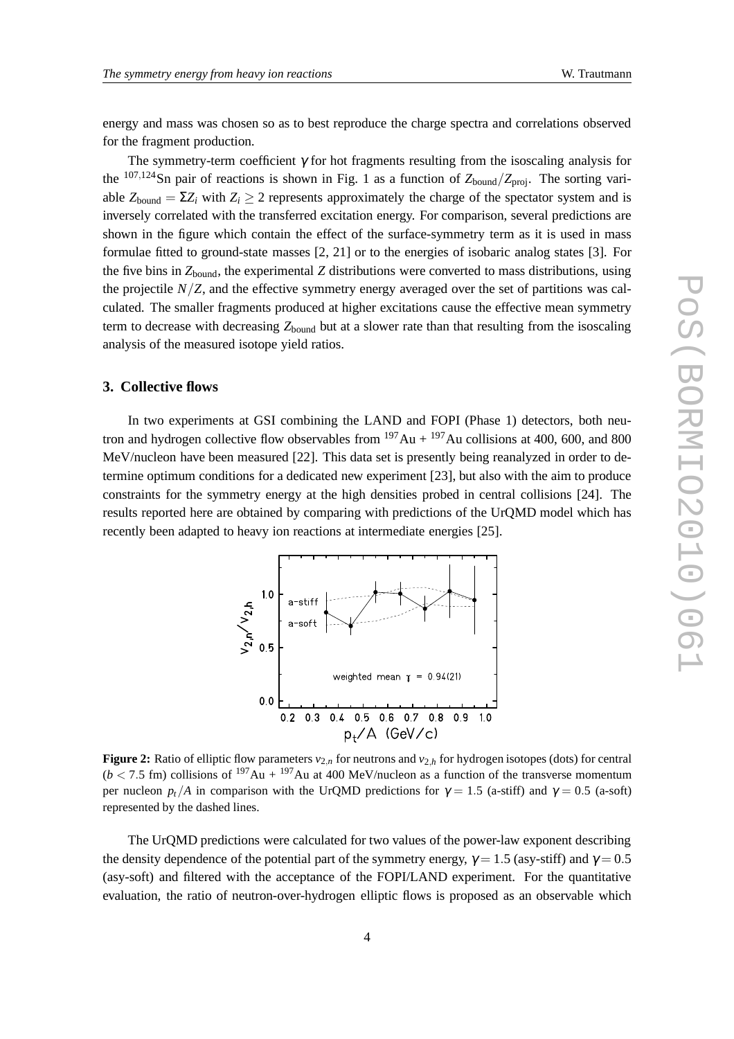energy and mass was chosen so as to best reproduce the charge spectra and correlations observed for the fragment production.

The symmetry-term coefficient $\gamma$ for hot fragments resulting from the isoscaling analysis for the $^{107,124}$Sn pair of reactions is shown in Fig. 1 as a function of $Z_{\text{bound}}/Z_{\text{proj}}$. The sorting variable $Z_{\text{bound}} = \Sigma Z_i$ with $Z_i \geq 2$ represents approximately the charge of the spectator system and is inversely correlated with the transferred excitation energy. For comparison, several predictions are shown in the figure which contain the effect of the surface-symmetry term as it is used in mass formulae fitted to ground-state masses [2, 21] or to the energies of isobaric analog states [3]. For the five bins in $Z_{\text{bound}}$, the experimental $Z$ distributions were converted to mass distributions, using the projectile $N/Z$, and the effective symmetry energy averaged over the set of partitions was calculated. The smaller fragments produced at higher excitations cause the effective mean symmetry term to decrease with decreasing $Z_{\text{bound}}$ but at a slower rate than that resulting from the isoscaling analysis of the measured isotope yield ratios.

## 3. Collective flows

In two experiments at GSI combining the LAND and FOPI (Phase 1) detectors, both neutron and hydrogen collective flow observables from $^{197}$Au + $^{197}$Au collisions at 400, 600, and 800 MeV/nucleon have been measured [22]. This data set is presently being reanalyzed in order to determine optimum conditions for a dedicated new experiment [23], but also with the aim to produce constraints for the symmetry energy at the high densities probed in central collisions [24]. The results reported here are obtained by comparing with predictions of the UrQMD model which has recently been adapted to heavy ion reactions at intermediate energies [25].

**Figure 2:** Ratio of elliptic flow parameters $v_{2,n}$ for neutrons and $v_{2,h}$ for hydrogen isotopes (dots) for central ($b < 7.5$ fm) collisions of $^{197}$Au + $^{197}$Au at 400 MeV/nucleon as a function of the transverse momentum per nucleon $p_t/A$ in comparison with the UrQMD predictions for $\gamma = 1.5$ (a-stiff) and $\gamma = 0.5$ (a-soft) represented by the dashed lines.

The UrQMD predictions were calculated for two values of the power-law exponent describing the density dependence of the potential part of the symmetry energy, $\gamma = 1.5$ (asy-stiff) and $\gamma = 0.5$ (asy-soft) and filtered with the acceptance of the FOPI/LAND experiment. For the quantitative evaluation, the ratio of neutron-over-hydrogen elliptic flows is proposed as an observable which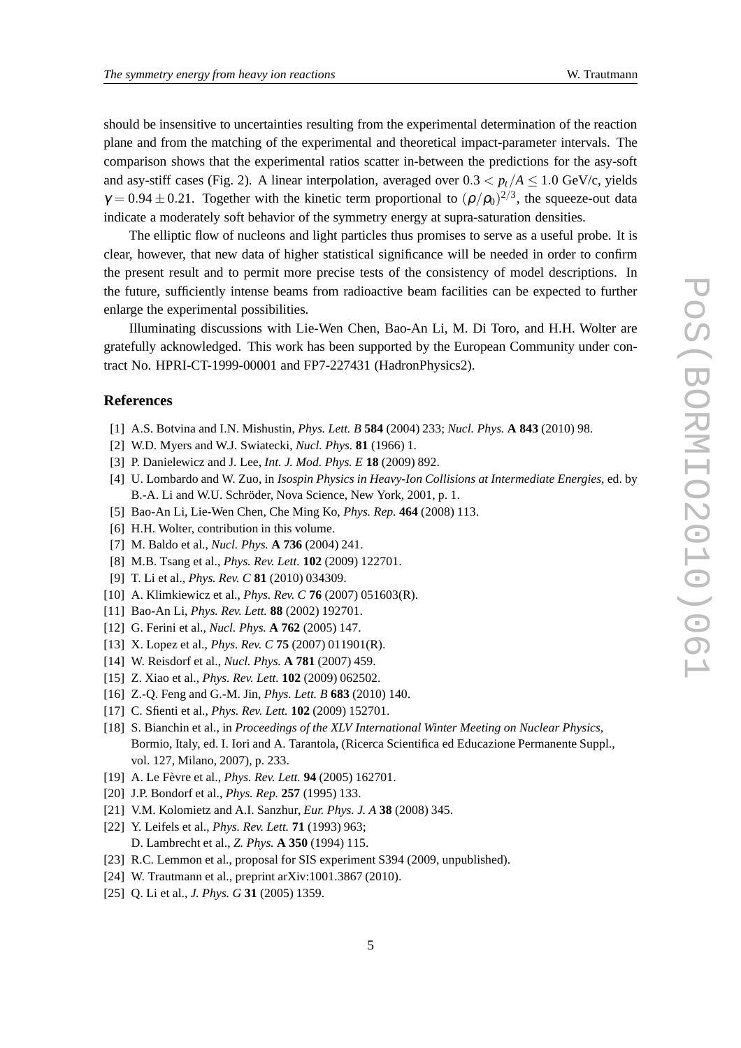should be insensitive to uncertainties resulting from the experimental determination of the reaction plane and from the matching of the experimental and theoretical impact-parameter intervals. The comparison shows that the experimental ratios scatter in-between the predictions for the asy-soft and asy-stiff cases (Fig. 2). A linear interpolation, averaged over $0.3 < p_t/A \leq 1.0$ GeV/c, yields $\gamma = 0.94 \pm 0.21$. Together with the kinetic term proportional to $(\rho/\rho_0)^{2/3}$, the squeeze-out data indicate a moderately soft behavior of the symmetry energy at supra-saturation densities.

The elliptic flow of nucleons and light particles thus promises to serve as a useful probe. It is clear, however, that new data of higher statistical significance will be needed in order to confirm the present result and to permit more precise tests of the consistency of model descriptions. In the future, sufficiently intense beams from radioactive beam facilities can be expected to further enlarge the experimental possibilities.

Illuminating discussions with Lie-Wen Chen, Bao-An Li, M. Di Toro, and H.H. Wolter are gratefully acknowledged. This work has been supported by the European Community under contract No. HPRI-CT-1999-00001 and FP7-227431 (HadronPhysics2).

## References

[1] A.S. Botvina and I.N. Mishustin, *Phys. Lett. B* **584** (2004) 233; *Nucl. Phys.* **A 843** (2010) 98.

[2] W.D. Myers and W.J. Swiatecki, *Nucl. Phys.* **81** (1966) 1.

[3] P. Danielewicz and J. Lee, *Int. J. Mod. Phys. E* **18** (2009) 892.

[4] U. Lombardo and W. Zuo, in *Isospin Physics in Heavy-Ion Collisions at Intermediate Energies*, ed. by B.-A. Li and W.U. Schröder, Nova Science, New York, 2001, p. 1.

[5] Bao-An Li, Lie-Wen Chen, Che Ming Ko, *Phys. Rep.* **464** (2008) 113.

[6] H.H. Wolter, contribution in this volume.

[7] M. Baldo et al., *Nucl. Phys.* **A 736** (2004) 241.

[8] M.B. Tsang et al., *Phys. Rev. Lett.* **102** (2009) 122701.

[9] T. Li et al., *Phys. Rev. C* **81** (2010) 034309.

[10] A. Klimkiewicz et al., *Phys. Rev. C* **76** (2007) 051603(R).

[11] Bao-An Li, *Phys. Rev. Lett.* **88** (2002) 192701.

[12] G. Ferini et al., *Nucl. Phys.* **A 762** (2005) 147.

[13] X. Lopez et al., *Phys. Rev. C* **75** (2007) 011901(R).

[14] W. Reisdorf et al., *Nucl. Phys.* **A 781** (2007) 459.

[15] Z. Xiao et al., *Phys. Rev. Lett.* **102** (2009) 062502.

[16] Z.-Q. Feng and G.-M. Jin, *Phys. Lett. B* **683** (2010) 140.

[17] C. Sfienti et al., *Phys. Rev. Lett.* **102** (2009) 152701.

[18] S. Bianchin et al., in *Proceedings of the XLV International Winter Meeting on Nuclear Physics*, Bormio, Italy, ed. I. Iori and A. Tarantola, (Ricerca Scientifica ed Educazione Permanente Suppl., vol. 127, Milano, 2007), p. 233.

[19] A. Le Fèvre et al., *Phys. Rev. Lett.* **94** (2005) 162701.

[20] J.P. Bondorf et al., *Phys. Rep.* **257** (1995) 133.

[21] V.M. Kolomietz and A.I. Sanzhur, *Eur. Phys. J. A* **38** (2008) 345.

[22] Y. Leifels et al., *Phys. Rev. Lett.* **71** (1993) 963;
D. Lambrecht et al., *Z. Phys.* **A 350** (1994) 115.

[23] R.C. Lemmon et al., proposal for SIS experiment S394 (2009, unpublished).

[24] W. Trautmann et al., preprint arXiv:1001.3867 (2010).

[25] Q. Li et al., *J. Phys. G* **31** (2005) 1359.